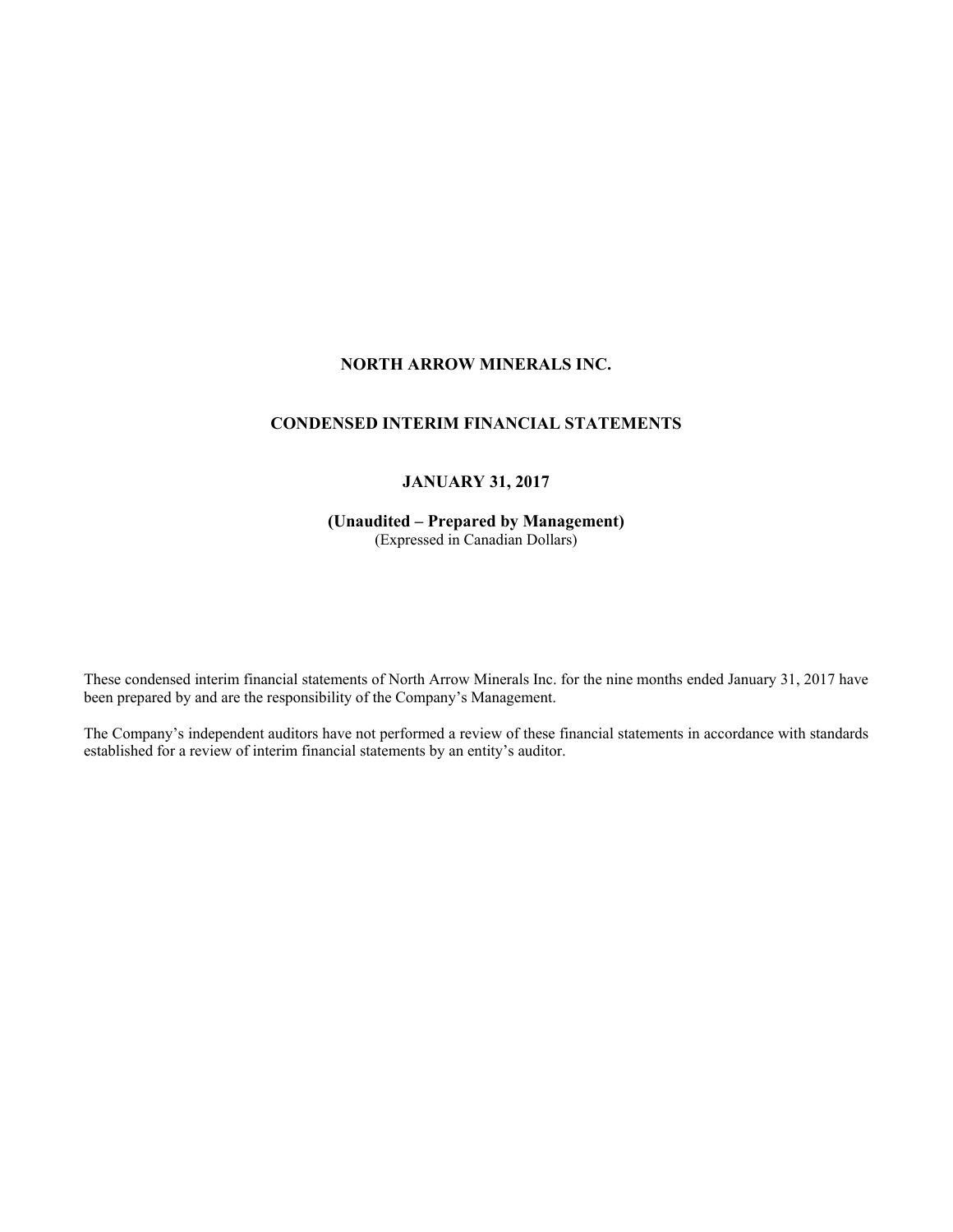# NORTH ARROW MINERALS INC.

## CONDENSED INTERIM FINANCIAL STATEMENTS

## JANUARY 31, 2017

**(Unaudited – Prepared by Management)**
(Expressed in Canadian Dollars)

These condensed interim financial statements of North Arrow Minerals Inc. for the nine months ended January 31, 2017 have been prepared by and are the responsibility of the Company's Management.

The Company's independent auditors have not performed a review of these financial statements in accordance with standards established for a review of interim financial statements by an entity's auditor.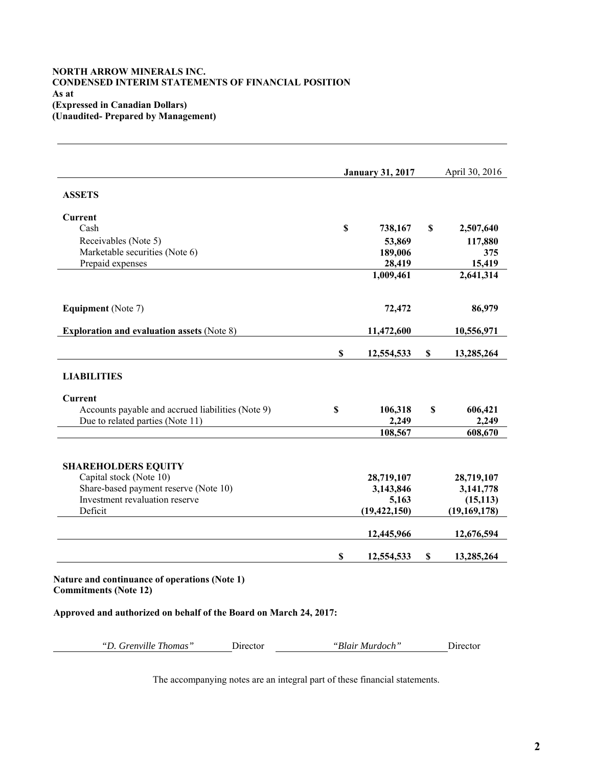**NORTH ARROW MINERALS INC.**
**CONDENSED INTERIM STATEMENTS OF FINANCIAL POSITION**
**As at**
**(Expressed in Canadian Dollars)**
**(Unaudited- Prepared by Management)**

| | January 31, 2017 | April 30, 2016 |
|---|---|---|
| **ASSETS** | | |
| **Current** | | |
| Cash | $ 738,167 | $ 2,507,640 |
| Receivables (Note 5) | 53,869 | 117,880 |
| Marketable securities (Note 6) | 189,006 | 375 |
| Prepaid expenses | 28,419 | 15,419 |
| | 1,009,461 | 2,641,314 |
| **Equipment** (Note 7) | 72,472 | 86,979 |
| **Exploration and evaluation assets** (Note 8) | 11,472,600 | 10,556,971 |
| | $ 12,554,533 | $ 13,285,264 |
| **LIABILITIES** | | |
| **Current** | | |
| Accounts payable and accrued liabilities (Note 9) | $ 106,318 | $ 606,421 |
| Due to related parties (Note 11) | 2,249 | 2,249 |
| | 108,567 | 608,670 |
| **SHAREHOLDERS EQUITY** | | |
| Capital stock (Note 10) | 28,719,107 | 28,719,107 |
| Share-based payment reserve (Note 10) | 3,143,846 | 3,141,778 |
| Investment revaluation reserve | 5,163 | (15,113) |
| Deficit | (19,422,150) | (19,169,178) |
| | 12,445,966 | 12,676,594 |
| | $ 12,554,533 | $ 13,285,264 |

**Nature and continuance of operations (Note 1)**
**Commitments (Note 12)**

**Approved and authorized on behalf of the Board on March 24, 2017:**

*"D. Grenville Thomas"* Director *"Blair Murdoch"* Director

The accompanying notes are an integral part of these financial statements.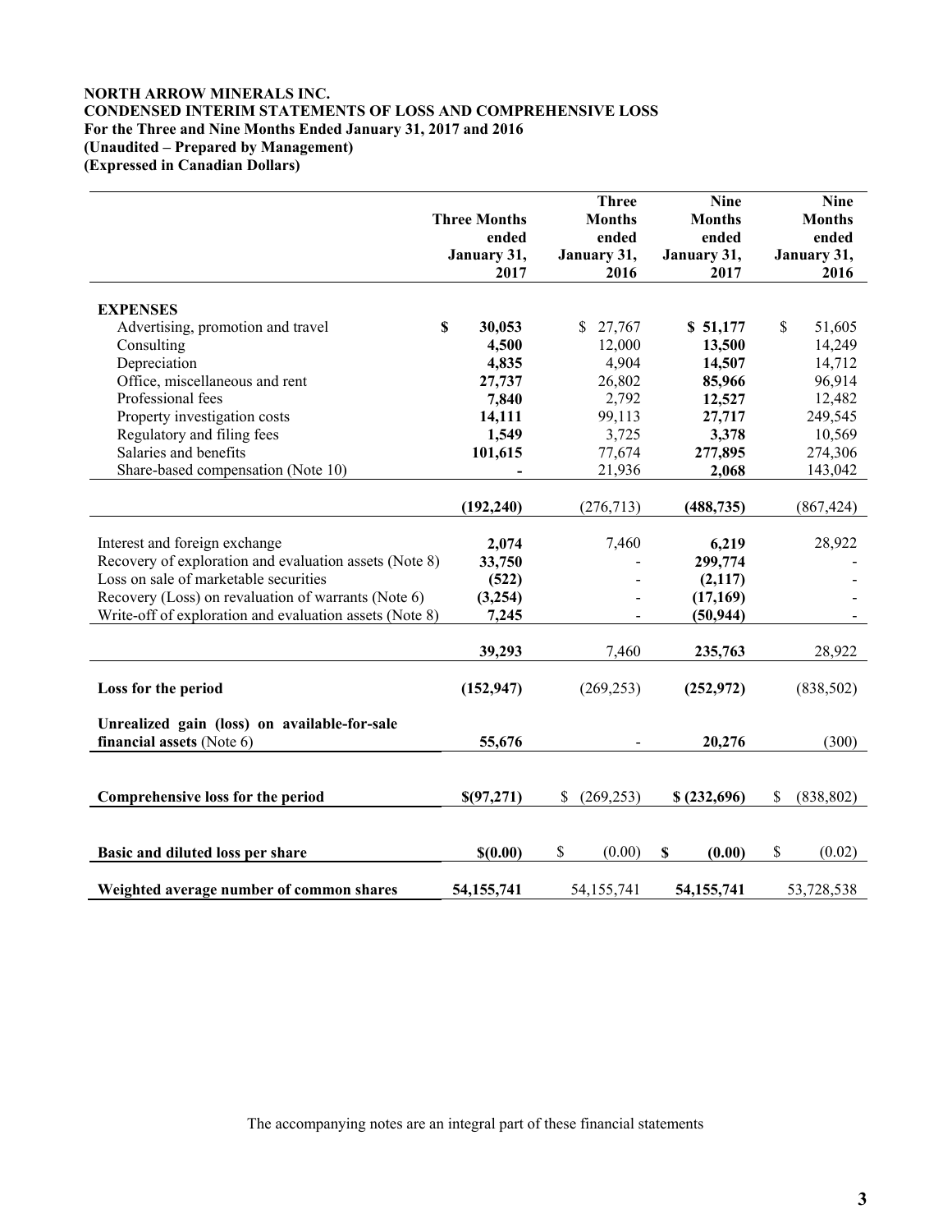**NORTH ARROW MINERALS INC.**
**CONDENSED INTERIM STATEMENTS OF LOSS AND COMPREHENSIVE LOSS**
**For the Three and Nine Months Ended January 31, 2017 and 2016**
**(Unaudited – Prepared by Management)**
**(Expressed in Canadian Dollars)**

| | Three Months ended January 31, 2017 | Three Months ended January 31, 2016 | Nine Months ended January 31, 2017 | Nine Months ended January 31, 2016 |
|---|---|---|---|---|
| **EXPENSES** | | | | |
| Advertising, promotion and travel | **$ 30,053** | $ 27,767 | **$ 51,177** | $ 51,605 |
| Consulting | **4,500** | 12,000 | **13,500** | 14,249 |
| Depreciation | **4,835** | 4,904 | **14,507** | 14,712 |
| Office, miscellaneous and rent | **27,737** | 26,802 | **85,966** | 96,914 |
| Professional fees | **7,840** | 2,792 | **12,527** | 12,482 |
| Property investigation costs | **14,111** | 99,113 | **27,717** | 249,545 |
| Regulatory and filing fees | **1,549** | 3,725 | **3,378** | 10,569 |
| Salaries and benefits | **101,615** | 77,674 | **277,895** | 274,306 |
| Share-based compensation (Note 10) | **-** | 21,936 | **2,068** | 143,042 |
| | **(192,240)** | (276,713) | **(488,735)** | (867,424) |
| Interest and foreign exchange | **2,074** | 7,460 | **6,219** | 28,922 |
| Recovery of exploration and evaluation assets (Note 8) | **33,750** | - | **299,774** | - |
| Loss on sale of marketable securities | **(522)** | - | **(2,117)** | - |
| Recovery (Loss) on revaluation of warrants (Note 6) | **(3,254)** | - | **(17,169)** | - |
| Write-off of exploration and evaluation assets (Note 8) | **7,245** | - | **(50,944)** | - |
| | **39,293** | 7,460 | **235,763** | 28,922 |
| **Loss for the period** | **(152,947)** | (269,253) | **(252,972)** | (838,502) |
| **Unrealized gain (loss) on available-for-sale financial assets** (Note 6) | **55,676** | - | **20,276** | (300) |
| **Comprehensive loss for the period** | **$(97,271)** | $ (269,253) | **$ (232,696)** | $ (838,802) |
| **Basic and diluted loss per share** | **$(0.00)** | $ (0.00) | **$ (0.00)** | $ (0.02) |
| **Weighted average number of common shares** | **54,155,741** | 54,155,741 | **54,155,741** | 53,728,538 |

The accompanying notes are an integral part of these financial statements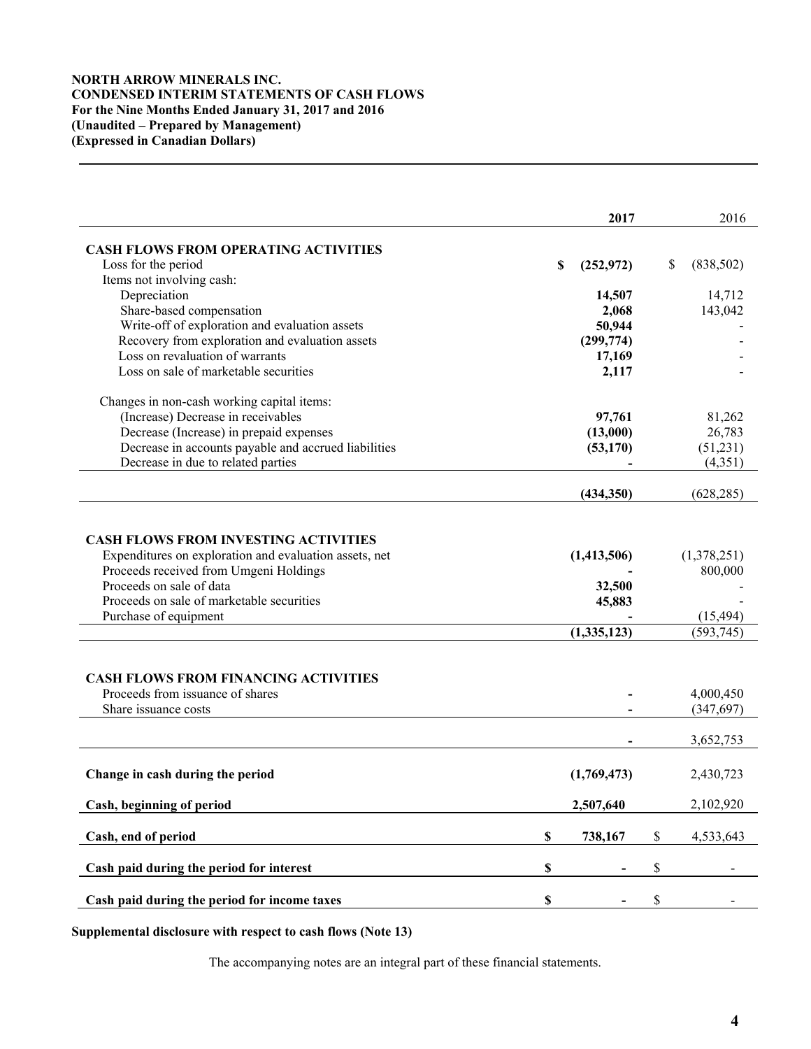**NORTH ARROW MINERALS INC.**
**CONDENSED INTERIM STATEMENTS OF CASH FLOWS**
**For the Nine Months Ended January 31, 2017 and 2016**
**(Unaudited – Prepared by Management)**
**(Expressed in Canadian Dollars)**

| | **2017** | 2016 |
|---|---|---|
| **CASH FLOWS FROM OPERATING ACTIVITIES** | | |
| Loss for the period | **$ (252,972)** | $ (838,502) |
| Items not involving cash: | | |
| Depreciation | **14,507** | 14,712 |
| Share-based compensation | **2,068** | 143,042 |
| Write-off of exploration and evaluation assets | **50,944** | - |
| Recovery from exploration and evaluation assets | **(299,774)** | - |
| Loss on revaluation of warrants | **17,169** | - |
| Loss on sale of marketable securities | **2,117** | - |
| Changes in non-cash working capital items: | | |
| (Increase) Decrease in receivables | **97,761** | 81,262 |
| Decrease (Increase) in prepaid expenses | **(13,000)** | 26,783 |
| Decrease in accounts payable and accrued liabilities | **(53,170)** | (51,231) |
| Decrease in due to related parties | **-** | (4,351) |
| | **(434,350)** | (628,285) |
| **CASH FLOWS FROM INVESTING ACTIVITIES** | | |
| Expenditures on exploration and evaluation assets, net | **(1,413,506)** | (1,378,251) |
| Proceeds received from Umgeni Holdings | **-** | 800,000 |
| Proceeds on sale of data | **32,500** | - |
| Proceeds on sale of marketable securities | **45,883** | - |
| Purchase of equipment | **-** | (15,494) |
| | **(1,335,123)** | (593,745) |
| **CASH FLOWS FROM FINANCING ACTIVITIES** | | |
| Proceeds from issuance of shares | **-** | 4,000,450 |
| Share issuance costs | **-** | (347,697) |
| | **-** | 3,652,753 |
| **Change in cash during the period** | **(1,769,473)** | 2,430,723 |
| **Cash, beginning of period** | **2,507,640** | 2,102,920 |
| **Cash, end of period** | **$ 738,167** | $ 4,533,643 |
| **Cash paid during the period for interest** | **$ -** | $ - |
| **Cash paid during the period for income taxes** | **$ -** | $ - |

**Supplemental disclosure with respect to cash flows (Note 13)**

The accompanying notes are an integral part of these financial statements.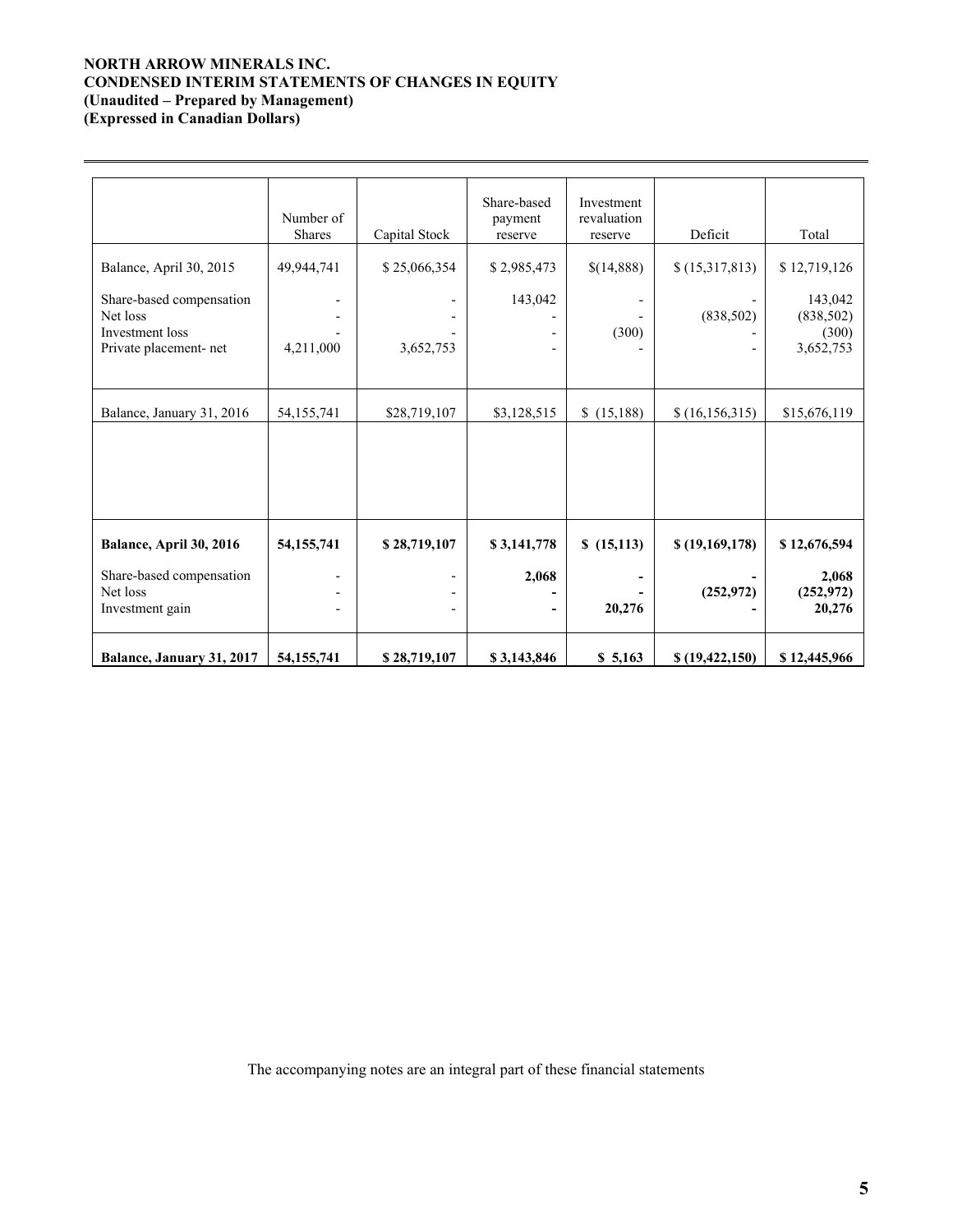**NORTH ARROW MINERALS INC.**
**CONDENSED INTERIM STATEMENTS OF CHANGES IN EQUITY**
**(Unaudited – Prepared by Management)**
**(Expressed in Canadian Dollars)**

| | Number of Shares | Capital Stock | Share-based payment reserve | Investment revaluation reserve | Deficit | Total |
|---|---|---|---|---|---|---|
| Balance, April 30, 2015 | 49,944,741 | $ 25,066,354 | $ 2,985,473 | $(14,888) | $ (15,317,813) | $ 12,719,126 |
| Share-based compensation | - | - | 143,042 | - | - | 143,042 |
| Net loss | - | - | - | - | (838,502) | (838,502) |
| Investment loss | - | - | - | (300) | - | (300) |
| Private placement- net | 4,211,000 | 3,652,753 | - | - | - | 3,652,753 |
| Balance, January 31, 2016 | 54,155,741 | $28,719,107 | $3,128,515 | $ (15,188) | $ (16,156,315) | $15,676,119 |
| | | | | | | |
| **Balance, April 30, 2016** | **54,155,741** | **$ 28,719,107** | **$ 3,141,778** | **$ (15,113)** | **$ (19,169,178)** | **$ 12,676,594** |
| Share-based compensation | - | - | **2,068** | **-** | **-** | **2,068** |
| Net loss | - | - | **-** | **-** | **(252,972)** | **(252,972)** |
| Investment gain | - | - | **-** | **20,276** | **-** | **20,276** |
| **Balance, January 31, 2017** | **54,155,741** | **$ 28,719,107** | **$ 3,143,846** | **$ 5,163** | **$ (19,422,150)** | **$ 12,445,966** |

The accompanying notes are an integral part of these financial statements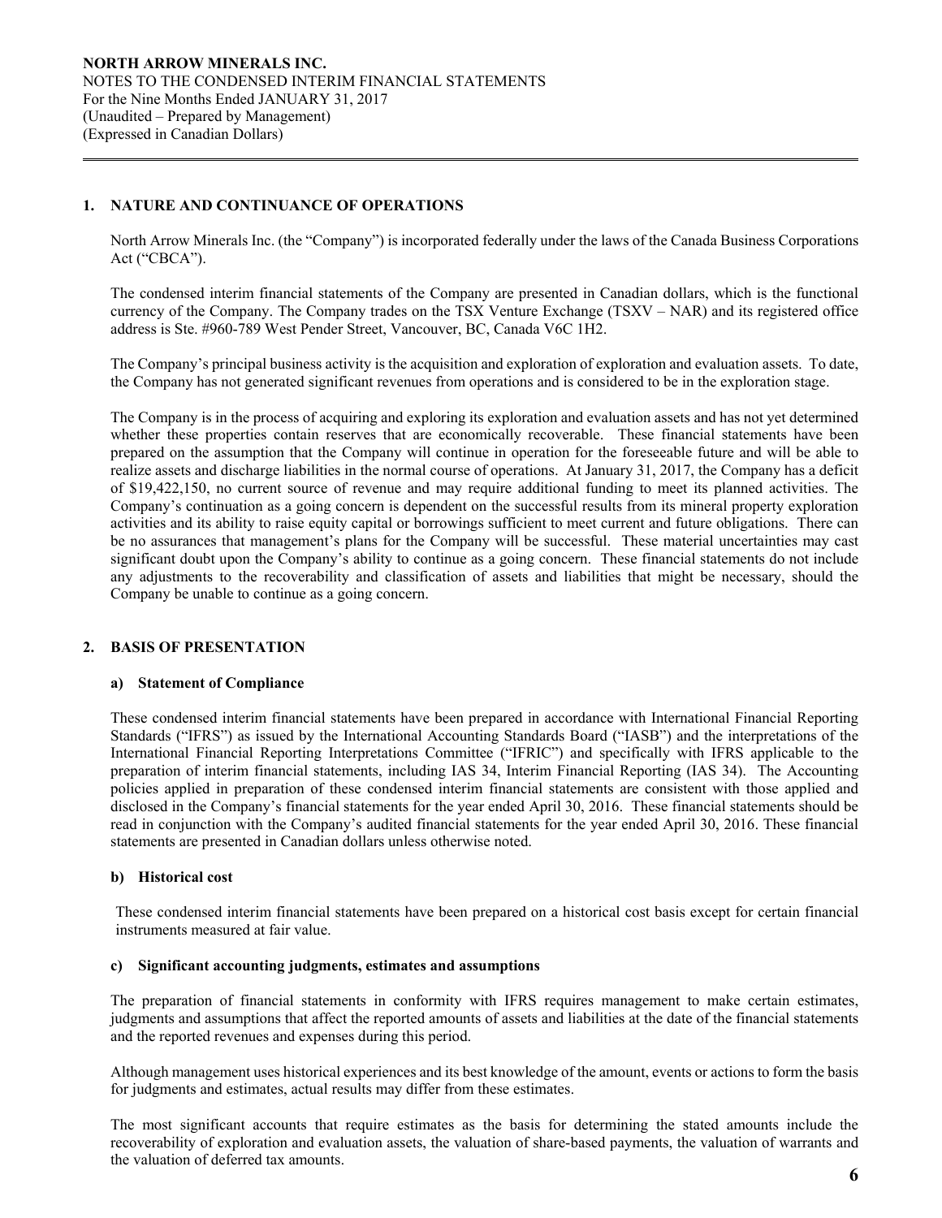## 1. NATURE AND CONTINUANCE OF OPERATIONS

North Arrow Minerals Inc. (the "Company") is incorporated federally under the laws of the Canada Business Corporations Act ("CBCA").

The condensed interim financial statements of the Company are presented in Canadian dollars, which is the functional currency of the Company. The Company trades on the TSX Venture Exchange (TSXV – NAR) and its registered office address is Ste. #960-789 West Pender Street, Vancouver, BC, Canada V6C 1H2.

The Company's principal business activity is the acquisition and exploration of exploration and evaluation assets. To date, the Company has not generated significant revenues from operations and is considered to be in the exploration stage.

The Company is in the process of acquiring and exploring its exploration and evaluation assets and has not yet determined whether these properties contain reserves that are economically recoverable. These financial statements have been prepared on the assumption that the Company will continue in operation for the foreseeable future and will be able to realize assets and discharge liabilities in the normal course of operations. At January 31, 2017, the Company has a deficit of $19,422,150, no current source of revenue and may require additional funding to meet its planned activities. The Company's continuation as a going concern is dependent on the successful results from its mineral property exploration activities and its ability to raise equity capital or borrowings sufficient to meet current and future obligations. There can be no assurances that management's plans for the Company will be successful. These material uncertainties may cast significant doubt upon the Company's ability to continue as a going concern. These financial statements do not include any adjustments to the recoverability and classification of assets and liabilities that might be necessary, should the Company be unable to continue as a going concern.

## 2. BASIS OF PRESENTATION

### a) Statement of Compliance

These condensed interim financial statements have been prepared in accordance with International Financial Reporting Standards ("IFRS") as issued by the International Accounting Standards Board ("IASB") and the interpretations of the International Financial Reporting Interpretations Committee ("IFRIC") and specifically with IFRS applicable to the preparation of interim financial statements, including IAS 34, Interim Financial Reporting (IAS 34). The Accounting policies applied in preparation of these condensed interim financial statements are consistent with those applied and disclosed in the Company's financial statements for the year ended April 30, 2016. These financial statements should be read in conjunction with the Company's audited financial statements for the year ended April 30, 2016. These financial statements are presented in Canadian dollars unless otherwise noted.

### b) Historical cost

These condensed interim financial statements have been prepared on a historical cost basis except for certain financial instruments measured at fair value.

### c) Significant accounting judgments, estimates and assumptions

The preparation of financial statements in conformity with IFRS requires management to make certain estimates, judgments and assumptions that affect the reported amounts of assets and liabilities at the date of the financial statements and the reported revenues and expenses during this period.

Although management uses historical experiences and its best knowledge of the amount, events or actions to form the basis for judgments and estimates, actual results may differ from these estimates.

The most significant accounts that require estimates as the basis for determining the stated amounts include the recoverability of exploration and evaluation assets, the valuation of share-based payments, the valuation of warrants and the valuation of deferred tax amounts.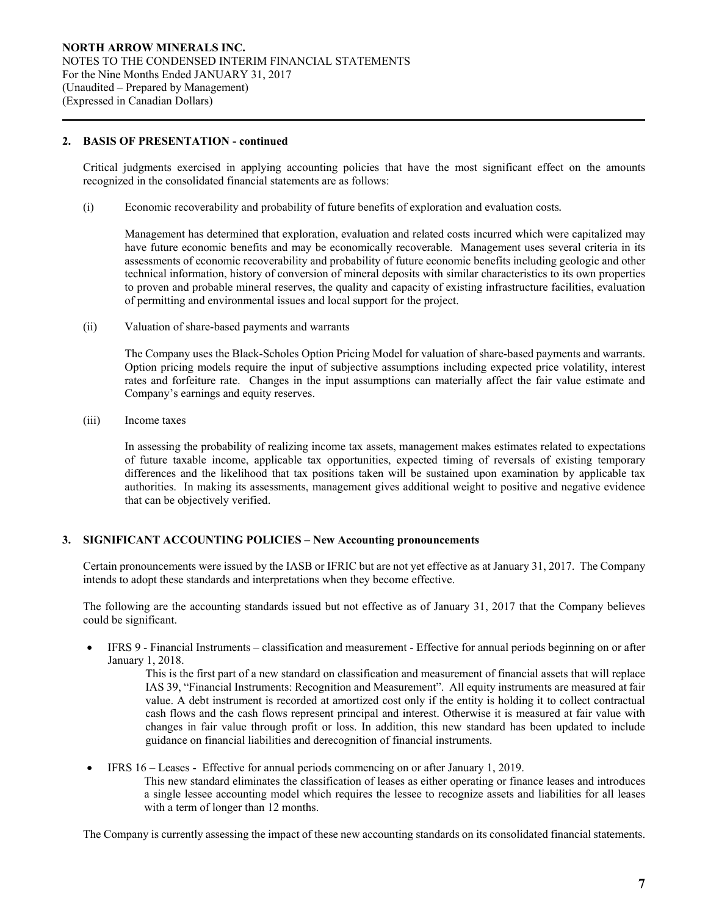## 2. BASIS OF PRESENTATION - continued

Critical judgments exercised in applying accounting policies that have the most significant effect on the amounts recognized in the consolidated financial statements are as follows:

(i) Economic recoverability and probability of future benefits of exploration and evaluation costs.

Management has determined that exploration, evaluation and related costs incurred which were capitalized may have future economic benefits and may be economically recoverable. Management uses several criteria in its assessments of economic recoverability and probability of future economic benefits including geologic and other technical information, history of conversion of mineral deposits with similar characteristics to its own properties to proven and probable mineral reserves, the quality and capacity of existing infrastructure facilities, evaluation of permitting and environmental issues and local support for the project.

(ii) Valuation of share-based payments and warrants

The Company uses the Black-Scholes Option Pricing Model for valuation of share-based payments and warrants. Option pricing models require the input of subjective assumptions including expected price volatility, interest rates and forfeiture rate. Changes in the input assumptions can materially affect the fair value estimate and Company's earnings and equity reserves.

(iii) Income taxes

In assessing the probability of realizing income tax assets, management makes estimates related to expectations of future taxable income, applicable tax opportunities, expected timing of reversals of existing temporary differences and the likelihood that tax positions taken will be sustained upon examination by applicable tax authorities. In making its assessments, management gives additional weight to positive and negative evidence that can be objectively verified.

## 3. SIGNIFICANT ACCOUNTING POLICIES – New Accounting pronouncements

Certain pronouncements were issued by the IASB or IFRIC but are not yet effective as at January 31, 2017. The Company intends to adopt these standards and interpretations when they become effective.

The following are the accounting standards issued but not effective as of January 31, 2017 that the Company believes could be significant.

- IFRS 9 - Financial Instruments – classification and measurement - Effective for annual periods beginning on or after January 1, 2018.

  This is the first part of a new standard on classification and measurement of financial assets that will replace IAS 39, "Financial Instruments: Recognition and Measurement". All equity instruments are measured at fair value. A debt instrument is recorded at amortized cost only if the entity is holding it to collect contractual cash flows and the cash flows represent principal and interest. Otherwise it is measured at fair value with changes in fair value through profit or loss. In addition, this new standard has been updated to include guidance on financial liabilities and derecognition of financial instruments.

- IFRS 16 – Leases - Effective for annual periods commencing on or after January 1, 2019.

  This new standard eliminates the classification of leases as either operating or finance leases and introduces a single lessee accounting model which requires the lessee to recognize assets and liabilities for all leases with a term of longer than 12 months.

The Company is currently assessing the impact of these new accounting standards on its consolidated financial statements.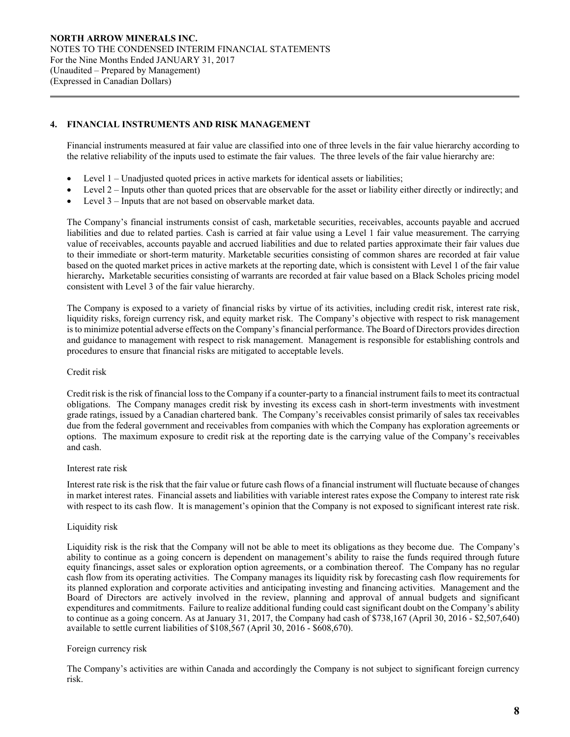## 4. FINANCIAL INSTRUMENTS AND RISK MANAGEMENT

Financial instruments measured at fair value are classified into one of three levels in the fair value hierarchy according to the relative reliability of the inputs used to estimate the fair values. The three levels of the fair value hierarchy are:

- Level 1 – Unadjusted quoted prices in active markets for identical assets or liabilities;
- Level 2 – Inputs other than quoted prices that are observable for the asset or liability either directly or indirectly; and
- Level 3 – Inputs that are not based on observable market data.

The Company's financial instruments consist of cash, marketable securities, receivables, accounts payable and accrued liabilities and due to related parties. Cash is carried at fair value using a Level 1 fair value measurement. The carrying value of receivables, accounts payable and accrued liabilities and due to related parties approximate their fair values due to their immediate or short-term maturity. Marketable securities consisting of common shares are recorded at fair value based on the quoted market prices in active markets at the reporting date, which is consistent with Level 1 of the fair value hierarchy**.** Marketable securities consisting of warrants are recorded at fair value based on a Black Scholes pricing model consistent with Level 3 of the fair value hierarchy.

The Company is exposed to a variety of financial risks by virtue of its activities, including credit risk, interest rate risk, liquidity risks, foreign currency risk, and equity market risk. The Company's objective with respect to risk management is to minimize potential adverse effects on the Company's financial performance. The Board of Directors provides direction and guidance to management with respect to risk management. Management is responsible for establishing controls and procedures to ensure that financial risks are mitigated to acceptable levels.

Credit risk

Credit risk is the risk of financial loss to the Company if a counter-party to a financial instrument fails to meet its contractual obligations. The Company manages credit risk by investing its excess cash in short-term investments with investment grade ratings, issued by a Canadian chartered bank. The Company's receivables consist primarily of sales tax receivables due from the federal government and receivables from companies with which the Company has exploration agreements or options. The maximum exposure to credit risk at the reporting date is the carrying value of the Company's receivables and cash.

Interest rate risk

Interest rate risk is the risk that the fair value or future cash flows of a financial instrument will fluctuate because of changes in market interest rates. Financial assets and liabilities with variable interest rates expose the Company to interest rate risk with respect to its cash flow. It is management's opinion that the Company is not exposed to significant interest rate risk.

Liquidity risk

Liquidity risk is the risk that the Company will not be able to meet its obligations as they become due. The Company's ability to continue as a going concern is dependent on management's ability to raise the funds required through future equity financings, asset sales or exploration option agreements, or a combination thereof. The Company has no regular cash flow from its operating activities. The Company manages its liquidity risk by forecasting cash flow requirements for its planned exploration and corporate activities and anticipating investing and financing activities. Management and the Board of Directors are actively involved in the review, planning and approval of annual budgets and significant expenditures and commitments. Failure to realize additional funding could cast significant doubt on the Company's ability to continue as a going concern. As at January 31, 2017, the Company had cash of $738,167 (April 30, 2016 - $2,507,640) available to settle current liabilities of $108,567 (April 30, 2016 - $608,670).

Foreign currency risk

The Company's activities are within Canada and accordingly the Company is not subject to significant foreign currency risk.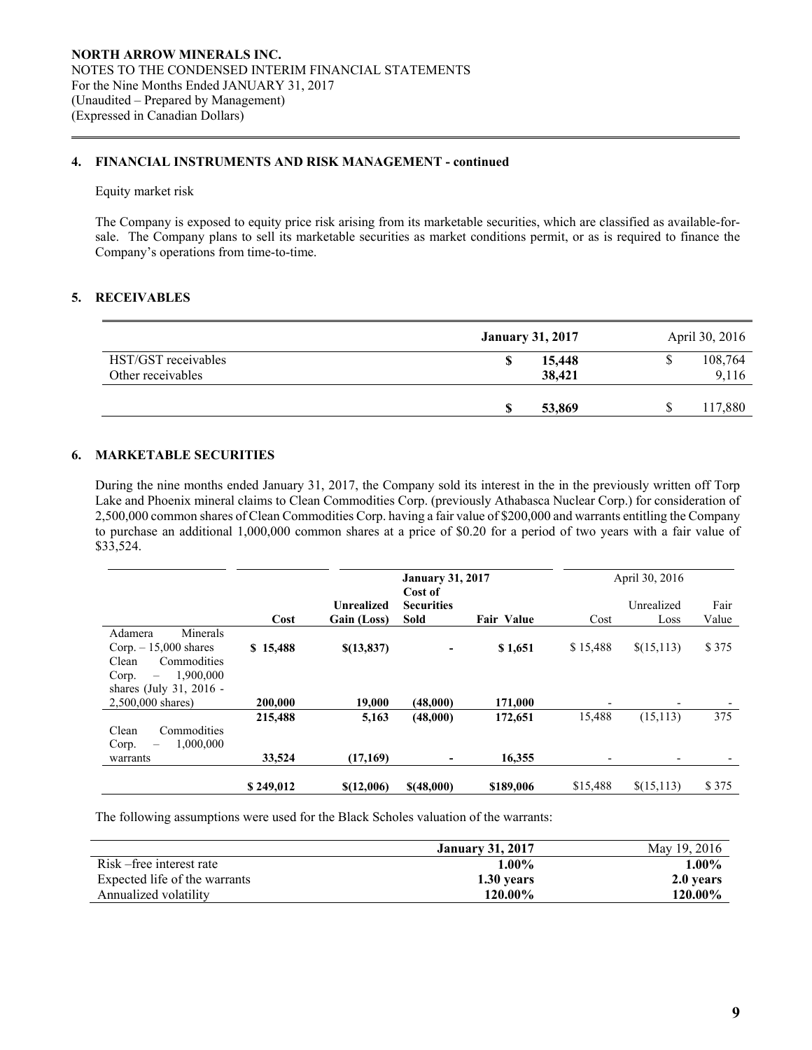## 4. FINANCIAL INSTRUMENTS AND RISK MANAGEMENT - continued

Equity market risk

The Company is exposed to equity price risk arising from its marketable securities, which are classified as available-for-sale. The Company plans to sell its marketable securities as market conditions permit, or as is required to finance the Company's operations from time-to-time.

## 5. RECEIVABLES

| | January 31, 2017 | April 30, 2016 |
|---|---|---|
| HST/GST receivables | $ 15,448 | $ 108,764 |
| Other receivables | 38,421 | 9,116 |
| | $ 53,869 | $ 117,880 |

## 6. MARKETABLE SECURITIES

During the nine months ended January 31, 2017, the Company sold its interest in the in the previously written off Torp Lake and Phoenix mineral claims to Clean Commodities Corp. (previously Athabasca Nuclear Corp.) for consideration of 2,500,000 common shares of Clean Commodities Corp. having a fair value of $200,000 and warrants entitling the Company to purchase an additional 1,000,000 common shares at a price of $0.20 for a period of two years with a fair value of $33,524.

| | January 31, 2017 | | | | April 30, 2016 | | |
|---|---|---|---|---|---|---|---|
| | Cost | Unrealized Gain (Loss) | Cost of Securities Sold | Fair Value | Cost | Unrealized Loss | Fair Value |
| Adamera Minerals Corp. – 15,000 shares | $ 15,488 | $(13,837) | - | $ 1,651 | $ 15,488 | $(15,113) | $ 375 |
| Clean Commodities Corp. – 1,900,000 shares (July 31, 2016 - 2,500,000 shares) | 200,000 | 19,000 | (48,000) | 171,000 | - | - | - |
| | 215,488 | 5,163 | (48,000) | 172,651 | 15,488 | (15,113) | 375 |
| Clean Commodities Corp. – 1,000,000 warrants | 33,524 | (17,169) | - | 16,355 | - | - | - |
| | $ 249,012 | $(12,006) | $(48,000) | $189,006 | $15,488 | $(15,113) | $ 375 |

The following assumptions were used for the Black Scholes valuation of the warrants:

| | January 31, 2017 | May 19, 2016 |
|---|---|---|
| Risk –free interest rate | 1.00% | 1.00% |
| Expected life of the warrants | 1.30 years | 2.0 years |
| Annualized volatility | 120.00% | 120.00% |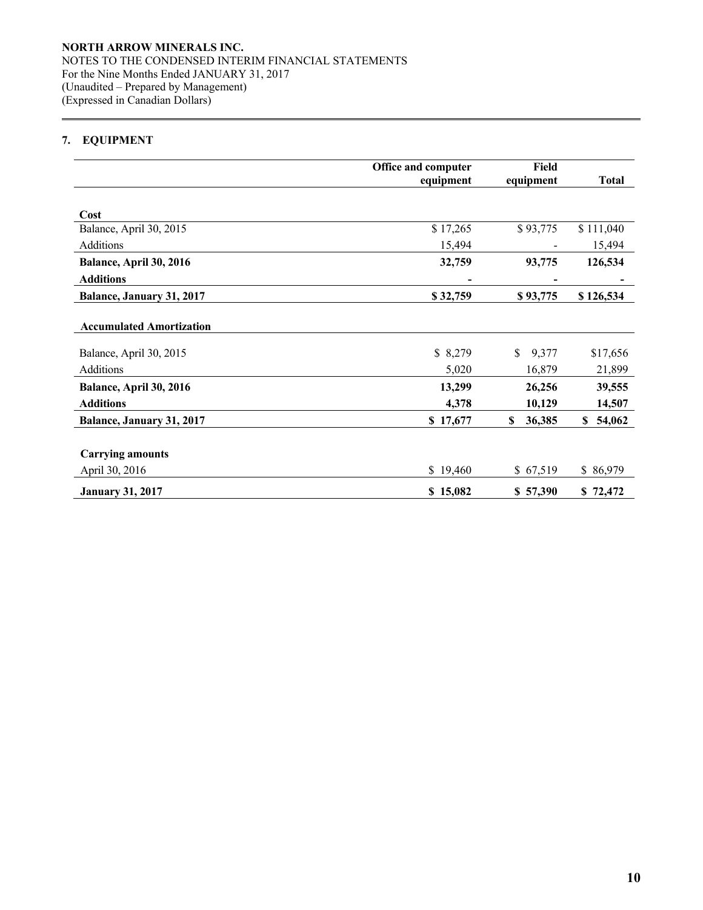**NORTH ARROW MINERALS INC.**
NOTES TO THE CONDENSED INTERIM FINANCIAL STATEMENTS
For the Nine Months Ended JANUARY 31, 2017
(Unaudited – Prepared by Management)
(Expressed in Canadian Dollars)

## 7. EQUIPMENT

| | Office and computer equipment | Field equipment | Total |
|---|---|---|---|
| **Cost** | | | |
| Balance, April 30, 2015 | $ 17,265 | $ 93,775 | $ 111,040 |
| Additions | 15,494 | - | 15,494 |
| **Balance, April 30, 2016** | **32,759** | **93,775** | **126,534** |
| **Additions** | **-** | **-** | **-** |
| **Balance, January 31, 2017** | **$ 32,759** | **$ 93,775** | **$ 126,534** |
| **Accumulated Amortization** | | | |
| Balance, April 30, 2015 | $ 8,279 | $ 9,377 | $17,656 |
| Additions | 5,020 | 16,879 | 21,899 |
| **Balance, April 30, 2016** | **13,299** | **26,256** | **39,555** |
| **Additions** | **4,378** | **10,129** | **14,507** |
| **Balance, January 31, 2017** | **$ 17,677** | **$ 36,385** | **$ 54,062** |
| **Carrying amounts** | | | |
| April 30, 2016 | $ 19,460 | $ 67,519 | $ 86,979 |
| **January 31, 2017** | **$ 15,082** | **$ 57,390** | **$ 72,472** |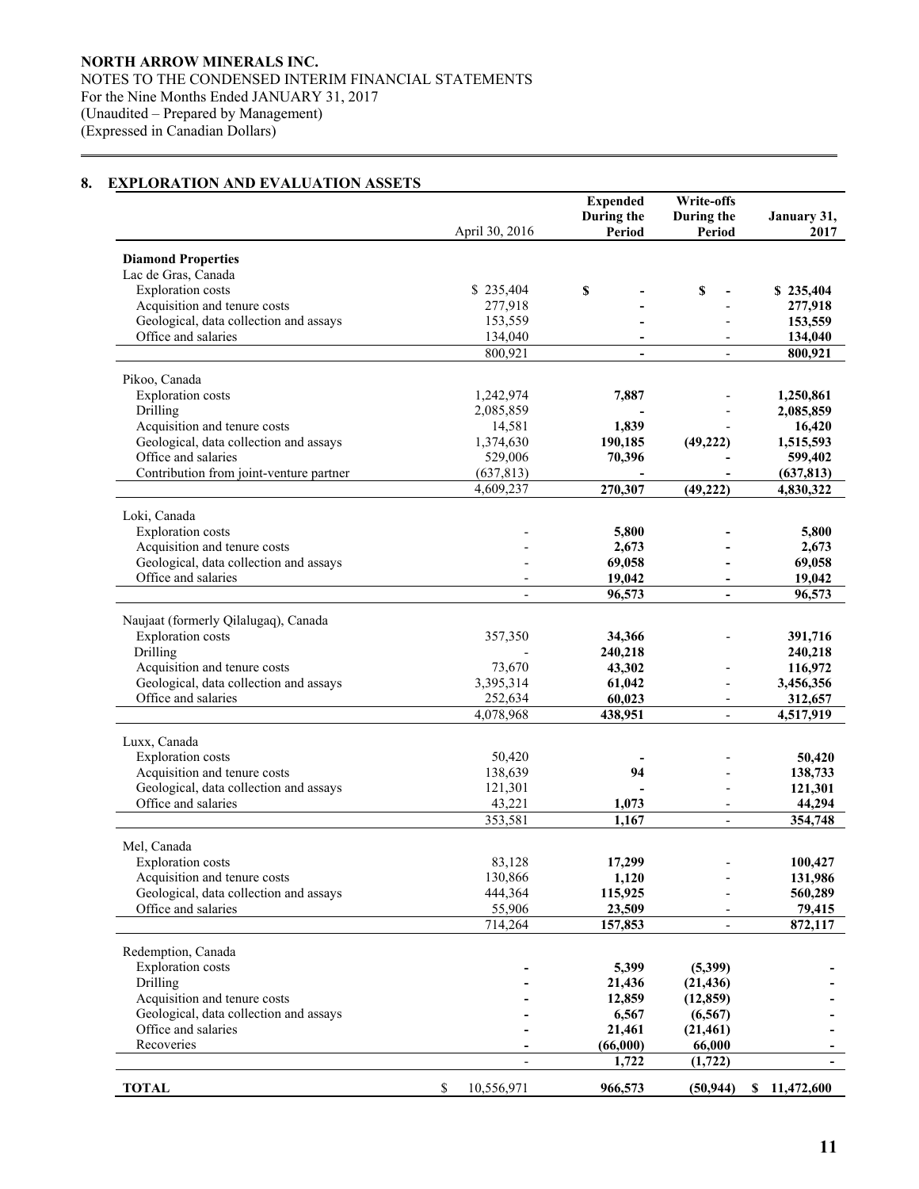## 8. EXPLORATION AND EVALUATION ASSETS

| | April 30, 2016 | Expended During the Period | Write-offs During the Period | January 31, 2017 |
|---|---|---|---|---|
| **Diamond Properties** | | | | |
| Lac de Gras, Canada | | | | |
| Exploration costs | $ 235,404 | $ - | $ - | $ 235,404 |
| Acquisition and tenure costs | 277,918 | - | - | 277,918 |
| Geological, data collection and assays | 153,559 | - | - | 153,559 |
| Office and salaries | 134,040 | - | - | 134,040 |
| | 800,921 | - | - | 800,921 |
| Pikoo, Canada | | | | |
| Exploration costs | 1,242,974 | 7,887 | - | 1,250,861 |
| Drilling | 2,085,859 | - | - | 2,085,859 |
| Acquisition and tenure costs | 14,581 | 1,839 | - | 16,420 |
| Geological, data collection and assays | 1,374,630 | 190,185 | (49,222) | 1,515,593 |
| Office and salaries | 529,006 | 70,396 | - | 599,402 |
| Contribution from joint-venture partner | (637,813) | - | - | (637,813) |
| | 4,609,237 | 270,307 | (49,222) | 4,830,322 |
| Loki, Canada | | | | |
| Exploration costs | - | 5,800 | - | 5,800 |
| Acquisition and tenure costs | - | 2,673 | - | 2,673 |
| Geological, data collection and assays | - | 69,058 | - | 69,058 |
| Office and salaries | - | 19,042 | - | 19,042 |
| | - | 96,573 | - | 96,573 |
| Naujaat (formerly Qilalugaq), Canada | | | | |
| Exploration costs | 357,350 | 34,366 | - | 391,716 |
| Drilling | - | 240,218 | | 240,218 |
| Acquisition and tenure costs | 73,670 | 43,302 | - | 116,972 |
| Geological, data collection and assays | 3,395,314 | 61,042 | - | 3,456,356 |
| Office and salaries | 252,634 | 60,023 | - | 312,657 |
| | 4,078,968 | 438,951 | - | 4,517,919 |
| Luxx, Canada | | | | |
| Exploration costs | 50,420 | - | - | 50,420 |
| Acquisition and tenure costs | 138,639 | 94 | - | 138,733 |
| Geological, data collection and assays | 121,301 | - | - | 121,301 |
| Office and salaries | 43,221 | 1,073 | - | 44,294 |
| | 353,581 | 1,167 | - | 354,748 |
| Mel, Canada | | | | |
| Exploration costs | 83,128 | 17,299 | - | 100,427 |
| Acquisition and tenure costs | 130,866 | 1,120 | - | 131,986 |
| Geological, data collection and assays | 444,364 | 115,925 | - | 560,289 |
| Office and salaries | 55,906 | 23,509 | - | 79,415 |
| | 714,264 | 157,853 | - | 872,117 |
| Redemption, Canada | | | | |
| Exploration costs | - | 5,399 | (5,399) | - |
| Drilling | - | 21,436 | (21,436) | - |
| Acquisition and tenure costs | - | 12,859 | (12,859) | - |
| Geological, data collection and assays | - | 6,567 | (6,567) | - |
| Office and salaries | - | 21,461 | (21,461) | - |
| Recoveries | - | (66,000) | 66,000 | - |
| | - | 1,722 | (1,722) | - |
| **TOTAL** | $ 10,556,971 | 966,573 | (50,944) | $ 11,472,600 |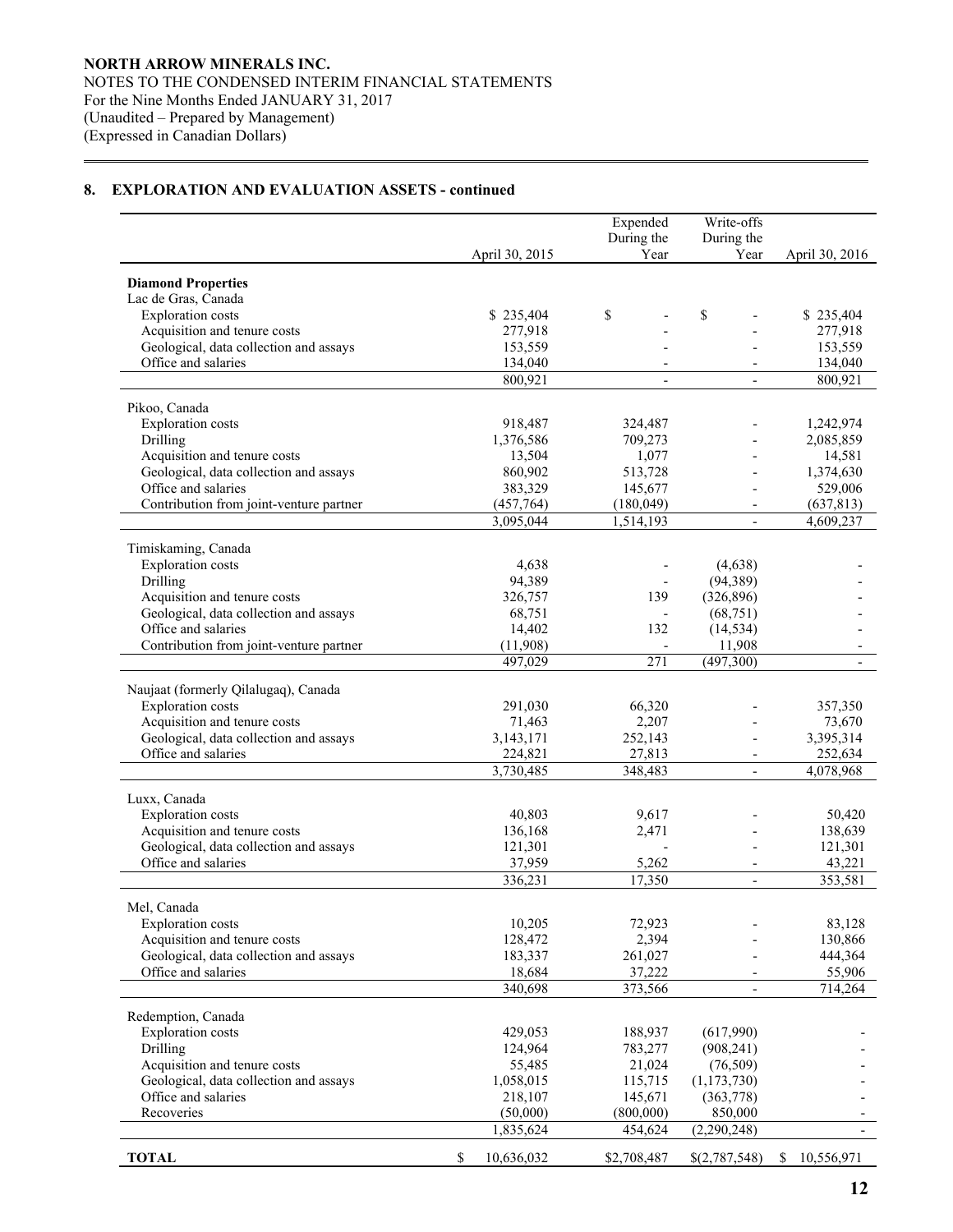**NORTH ARROW MINERALS INC.**
NOTES TO THE CONDENSED INTERIM FINANCIAL STATEMENTS
For the Nine Months Ended JANUARY 31, 2017
(Unaudited – Prepared by Management)
(Expressed in Canadian Dollars)

## 8. EXPLORATION AND EVALUATION ASSETS - continued

| | April 30, 2015 | Expended During the Year | Write-offs During the Year | April 30, 2016 |
|---|---|---|---|---|
| **Diamond Properties** | | | | |
| Lac de Gras, Canada | | | | |
| Exploration costs | $ 235,404 | $ - | $ - | $ 235,404 |
| Acquisition and tenure costs | 277,918 | - | - | 277,918 |
| Geological, data collection and assays | 153,559 | - | - | 153,559 |
| Office and salaries | 134,040 | - | - | 134,040 |
| | 800,921 | - | - | 800,921 |
| Pikoo, Canada | | | | |
| Exploration costs | 918,487 | 324,487 | - | 1,242,974 |
| Drilling | 1,376,586 | 709,273 | - | 2,085,859 |
| Acquisition and tenure costs | 13,504 | 1,077 | - | 14,581 |
| Geological, data collection and assays | 860,902 | 513,728 | - | 1,374,630 |
| Office and salaries | 383,329 | 145,677 | - | 529,006 |
| Contribution from joint-venture partner | (457,764) | (180,049) | - | (637,813) |
| | 3,095,044 | 1,514,193 | - | 4,609,237 |
| Timiskaming, Canada | | | | |
| Exploration costs | 4,638 | - | (4,638) | - |
| Drilling | 94,389 | - | (94,389) | - |
| Acquisition and tenure costs | 326,757 | 139 | (326,896) | - |
| Geological, data collection and assays | 68,751 | - | (68,751) | - |
| Office and salaries | 14,402 | 132 | (14,534) | - |
| Contribution from joint-venture partner | (11,908) | - | 11,908 | - |
| | 497,029 | 271 | (497,300) | - |
| Naujaat (formerly Qilalugaq), Canada | | | | |
| Exploration costs | 291,030 | 66,320 | - | 357,350 |
| Acquisition and tenure costs | 71,463 | 2,207 | - | 73,670 |
| Geological, data collection and assays | 3,143,171 | 252,143 | - | 3,395,314 |
| Office and salaries | 224,821 | 27,813 | - | 252,634 |
| | 3,730,485 | 348,483 | - | 4,078,968 |
| Luxx, Canada | | | | |
| Exploration costs | 40,803 | 9,617 | - | 50,420 |
| Acquisition and tenure costs | 136,168 | 2,471 | - | 138,639 |
| Geological, data collection and assays | 121,301 | - | - | 121,301 |
| Office and salaries | 37,959 | 5,262 | - | 43,221 |
| | 336,231 | 17,350 | - | 353,581 |
| Mel, Canada | | | | |
| Exploration costs | 10,205 | 72,923 | - | 83,128 |
| Acquisition and tenure costs | 128,472 | 2,394 | - | 130,866 |
| Geological, data collection and assays | 183,337 | 261,027 | - | 444,364 |
| Office and salaries | 18,684 | 37,222 | - | 55,906 |
| | 340,698 | 373,566 | - | 714,264 |
| Redemption, Canada | | | | |
| Exploration costs | 429,053 | 188,937 | (617,990) | - |
| Drilling | 124,964 | 783,277 | (908,241) | - |
| Acquisition and tenure costs | 55,485 | 21,024 | (76,509) | - |
| Geological, data collection and assays | 1,058,015 | 115,715 | (1,173,730) | - |
| Office and salaries | 218,107 | 145,671 | (363,778) | - |
| Recoveries | (50,000) | (800,000) | 850,000 | - |
| | 1,835,624 | 454,624 | (2,290,248) | - |
| **TOTAL** | $ 10,636,032 | $2,708,487 | $(2,787,548) | $ 10,556,971 |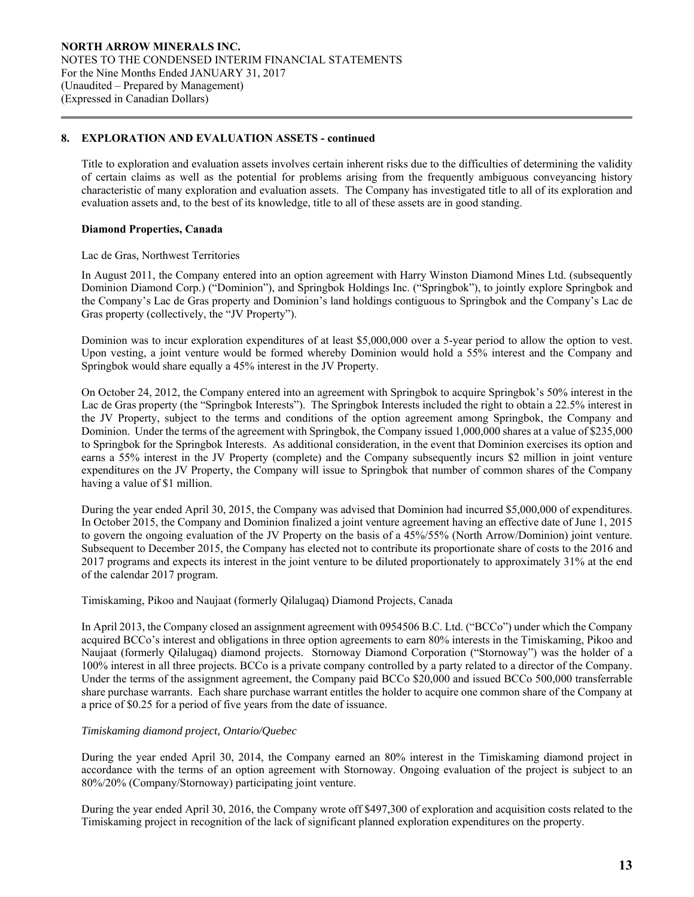## 8. EXPLORATION AND EVALUATION ASSETS - continued

Title to exploration and evaluation assets involves certain inherent risks due to the difficulties of determining the validity of certain claims as well as the potential for problems arising from the frequently ambiguous conveyancing history characteristic of many exploration and evaluation assets. The Company has investigated title to all of its exploration and evaluation assets and, to the best of its knowledge, title to all of these assets are in good standing.

### Diamond Properties, Canada

Lac de Gras, Northwest Territories

In August 2011, the Company entered into an option agreement with Harry Winston Diamond Mines Ltd. (subsequently Dominion Diamond Corp.) ("Dominion"), and Springbok Holdings Inc. ("Springbok"), to jointly explore Springbok and the Company's Lac de Gras property and Dominion's land holdings contiguous to Springbok and the Company's Lac de Gras property (collectively, the "JV Property").

Dominion was to incur exploration expenditures of at least \$5,000,000 over a 5-year period to allow the option to vest. Upon vesting, a joint venture would be formed whereby Dominion would hold a 55% interest and the Company and Springbok would share equally a 45% interest in the JV Property.

On October 24, 2012, the Company entered into an agreement with Springbok to acquire Springbok's 50% interest in the Lac de Gras property (the "Springbok Interests"). The Springbok Interests included the right to obtain a 22.5% interest in the JV Property, subject to the terms and conditions of the option agreement among Springbok, the Company and Dominion. Under the terms of the agreement with Springbok, the Company issued 1,000,000 shares at a value of \$235,000 to Springbok for the Springbok Interests. As additional consideration, in the event that Dominion exercises its option and earns a 55% interest in the JV Property (complete) and the Company subsequently incurs \$2 million in joint venture expenditures on the JV Property, the Company will issue to Springbok that number of common shares of the Company having a value of \$1 million.

During the year ended April 30, 2015, the Company was advised that Dominion had incurred \$5,000,000 of expenditures. In October 2015, the Company and Dominion finalized a joint venture agreement having an effective date of June 1, 2015 to govern the ongoing evaluation of the JV Property on the basis of a 45%/55% (North Arrow/Dominion) joint venture. Subsequent to December 2015, the Company has elected not to contribute its proportionate share of costs to the 2016 and 2017 programs and expects its interest in the joint venture to be diluted proportionately to approximately 31% at the end of the calendar 2017 program.

Timiskaming, Pikoo and Naujaat (formerly Qilalugaq) Diamond Projects, Canada

In April 2013, the Company closed an assignment agreement with 0954506 B.C. Ltd. ("BCCo") under which the Company acquired BCCo's interest and obligations in three option agreements to earn 80% interests in the Timiskaming, Pikoo and Naujaat (formerly Qilalugaq) diamond projects. Stornoway Diamond Corporation ("Stornoway") was the holder of a 100% interest in all three projects. BCCo is a private company controlled by a party related to a director of the Company. Under the terms of the assignment agreement, the Company paid BCCo \$20,000 and issued BCCo 500,000 transferrable share purchase warrants. Each share purchase warrant entitles the holder to acquire one common share of the Company at a price of \$0.25 for a period of five years from the date of issuance.

*Timiskaming diamond project, Ontario/Quebec*

During the year ended April 30, 2014, the Company earned an 80% interest in the Timiskaming diamond project in accordance with the terms of an option agreement with Stornoway. Ongoing evaluation of the project is subject to an 80%/20% (Company/Stornoway) participating joint venture.

During the year ended April 30, 2016, the Company wrote off \$497,300 of exploration and acquisition costs related to the Timiskaming project in recognition of the lack of significant planned exploration expenditures on the property.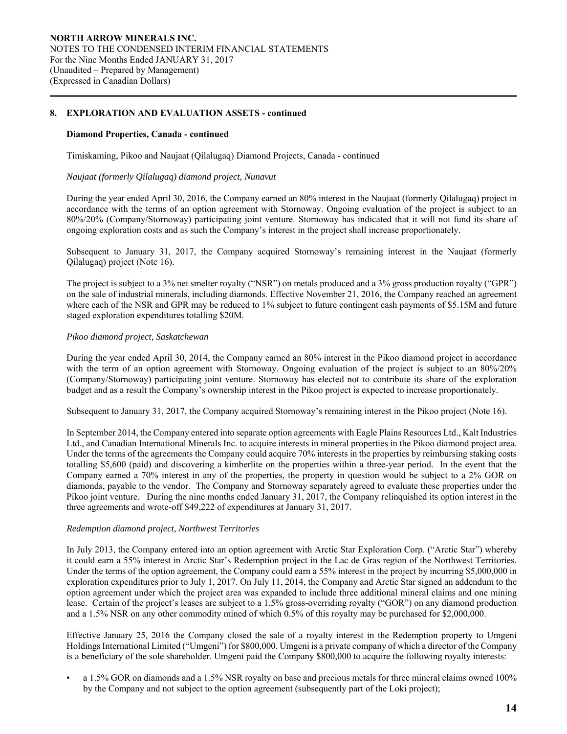## 8. EXPLORATION AND EVALUATION ASSETS - continued

### Diamond Properties, Canada - continued

Timiskaming, Pikoo and Naujaat (Qilalugaq) Diamond Projects, Canada - continued

*Naujaat (formerly Qilalugaq) diamond project, Nunavut*

During the year ended April 30, 2016, the Company earned an 80% interest in the Naujaat (formerly Qilalugaq) project in accordance with the terms of an option agreement with Stornoway. Ongoing evaluation of the project is subject to an 80%/20% (Company/Stornoway) participating joint venture. Stornoway has indicated that it will not fund its share of ongoing exploration costs and as such the Company's interest in the project shall increase proportionately.

Subsequent to January 31, 2017, the Company acquired Stornoway's remaining interest in the Naujaat (formerly Qilalugaq) project (Note 16).

The project is subject to a 3% net smelter royalty ("NSR") on metals produced and a 3% gross production royalty ("GPR") on the sale of industrial minerals, including diamonds. Effective November 21, 2016, the Company reached an agreement where each of the NSR and GPR may be reduced to 1% subject to future contingent cash payments of $5.15M and future staged exploration expenditures totalling $20M.

*Pikoo diamond project, Saskatchewan*

During the year ended April 30, 2014, the Company earned an 80% interest in the Pikoo diamond project in accordance with the term of an option agreement with Stornoway. Ongoing evaluation of the project is subject to an 80%/20% (Company/Stornoway) participating joint venture. Stornoway has elected not to contribute its share of the exploration budget and as a result the Company's ownership interest in the Pikoo project is expected to increase proportionately.

Subsequent to January 31, 2017, the Company acquired Stornoway's remaining interest in the Pikoo project (Note 16).

In September 2014, the Company entered into separate option agreements with Eagle Plains Resources Ltd., Kalt Industries Ltd., and Canadian International Minerals Inc. to acquire interests in mineral properties in the Pikoo diamond project area. Under the terms of the agreements the Company could acquire 70% interests in the properties by reimbursing staking costs totalling $5,600 (paid) and discovering a kimberlite on the properties within a three-year period. In the event that the Company earned a 70% interest in any of the properties, the property in question would be subject to a 2% GOR on diamonds, payable to the vendor. The Company and Stornoway separately agreed to evaluate these properties under the Pikoo joint venture. During the nine months ended January 31, 2017, the Company relinquished its option interest in the three agreements and wrote-off $49,222 of expenditures at January 31, 2017.

*Redemption diamond project, Northwest Territories*

In July 2013, the Company entered into an option agreement with Arctic Star Exploration Corp. ("Arctic Star") whereby it could earn a 55% interest in Arctic Star's Redemption project in the Lac de Gras region of the Northwest Territories. Under the terms of the option agreement, the Company could earn a 55% interest in the project by incurring $5,000,000 in exploration expenditures prior to July 1, 2017. On July 11, 2014, the Company and Arctic Star signed an addendum to the option agreement under which the project area was expanded to include three additional mineral claims and one mining lease. Certain of the project's leases are subject to a 1.5% gross-overriding royalty ("GOR") on any diamond production and a 1.5% NSR on any other commodity mined of which 0.5% of this royalty may be purchased for $2,000,000.

Effective January 25, 2016 the Company closed the sale of a royalty interest in the Redemption property to Umgeni Holdings International Limited ("Umgeni") for $800,000. Umgeni is a private company of which a director of the Company is a beneficiary of the sole shareholder. Umgeni paid the Company $800,000 to acquire the following royalty interests:

- a 1.5% GOR on diamonds and a 1.5% NSR royalty on base and precious metals for three mineral claims owned 100% by the Company and not subject to the option agreement (subsequently part of the Loki project);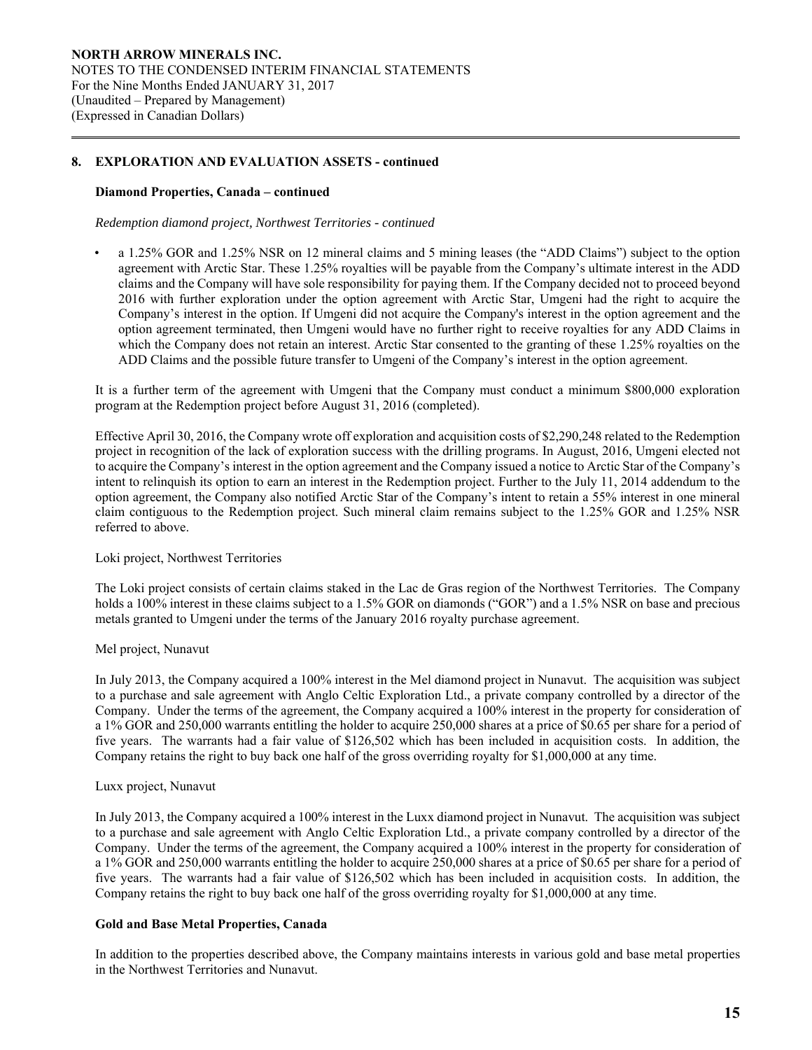## 8. EXPLORATION AND EVALUATION ASSETS - continued

### Diamond Properties, Canada – continued

*Redemption diamond project, Northwest Territories - continued*

- a 1.25% GOR and 1.25% NSR on 12 mineral claims and 5 mining leases (the "ADD Claims") subject to the option agreement with Arctic Star. These 1.25% royalties will be payable from the Company's ultimate interest in the ADD claims and the Company will have sole responsibility for paying them. If the Company decided not to proceed beyond 2016 with further exploration under the option agreement with Arctic Star, Umgeni had the right to acquire the Company's interest in the option. If Umgeni did not acquire the Company's interest in the option agreement and the option agreement terminated, then Umgeni would have no further right to receive royalties for any ADD Claims in which the Company does not retain an interest. Arctic Star consented to the granting of these 1.25% royalties on the ADD Claims and the possible future transfer to Umgeni of the Company's interest in the option agreement.

It is a further term of the agreement with Umgeni that the Company must conduct a minimum $800,000 exploration program at the Redemption project before August 31, 2016 (completed).

Effective April 30, 2016, the Company wrote off exploration and acquisition costs of $2,290,248 related to the Redemption project in recognition of the lack of exploration success with the drilling programs. In August, 2016, Umgeni elected not to acquire the Company's interest in the option agreement and the Company issued a notice to Arctic Star of the Company's intent to relinquish its option to earn an interest in the Redemption project. Further to the July 11, 2014 addendum to the option agreement, the Company also notified Arctic Star of the Company's intent to retain a 55% interest in one mineral claim contiguous to the Redemption project. Such mineral claim remains subject to the 1.25% GOR and 1.25% NSR referred to above.

Loki project, Northwest Territories

The Loki project consists of certain claims staked in the Lac de Gras region of the Northwest Territories. The Company holds a 100% interest in these claims subject to a 1.5% GOR on diamonds ("GOR") and a 1.5% NSR on base and precious metals granted to Umgeni under the terms of the January 2016 royalty purchase agreement.

Mel project, Nunavut

In July 2013, the Company acquired a 100% interest in the Mel diamond project in Nunavut. The acquisition was subject to a purchase and sale agreement with Anglo Celtic Exploration Ltd., a private company controlled by a director of the Company. Under the terms of the agreement, the Company acquired a 100% interest in the property for consideration of a 1% GOR and 250,000 warrants entitling the holder to acquire 250,000 shares at a price of $0.65 per share for a period of five years. The warrants had a fair value of $126,502 which has been included in acquisition costs. In addition, the Company retains the right to buy back one half of the gross overriding royalty for $1,000,000 at any time.

Luxx project, Nunavut

In July 2013, the Company acquired a 100% interest in the Luxx diamond project in Nunavut. The acquisition was subject to a purchase and sale agreement with Anglo Celtic Exploration Ltd., a private company controlled by a director of the Company. Under the terms of the agreement, the Company acquired a 100% interest in the property for consideration of a 1% GOR and 250,000 warrants entitling the holder to acquire 250,000 shares at a price of $0.65 per share for a period of five years. The warrants had a fair value of $126,502 which has been included in acquisition costs. In addition, the Company retains the right to buy back one half of the gross overriding royalty for $1,000,000 at any time.

### Gold and Base Metal Properties, Canada

In addition to the properties described above, the Company maintains interests in various gold and base metal properties in the Northwest Territories and Nunavut.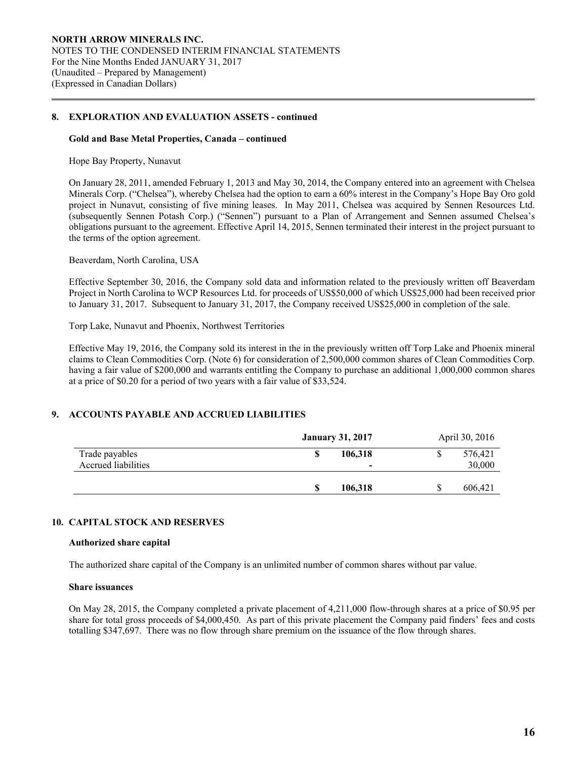## 8. EXPLORATION AND EVALUATION ASSETS - continued

### Gold and Base Metal Properties, Canada – continued

Hope Bay Property, Nunavut

On January 28, 2011, amended February 1, 2013 and May 30, 2014, the Company entered into an agreement with Chelsea Minerals Corp. ("Chelsea"), whereby Chelsea had the option to earn a 60% interest in the Company's Hope Bay Oro gold project in Nunavut, consisting of five mining leases. In May 2011, Chelsea was acquired by Sennen Resources Ltd. (subsequently Sennen Potash Corp.) ("Sennen") pursuant to a Plan of Arrangement and Sennen assumed Chelsea's obligations pursuant to the agreement. Effective April 14, 2015, Sennen terminated their interest in the project pursuant to the terms of the option agreement.

Beaverdam, North Carolina, USA

Effective September 30, 2016, the Company sold data and information related to the previously written off Beaverdam Project in North Carolina to WCP Resources Ltd. for proceeds of US$50,000 of which US$25,000 had been received prior to January 31, 2017. Subsequent to January 31, 2017, the Company received US$25,000 in completion of the sale.

Torp Lake, Nunavut and Phoenix, Northwest Territories

Effective May 19, 2016, the Company sold its interest in the in the previously written off Torp Lake and Phoenix mineral claims to Clean Commodities Corp. (Note 6) for consideration of 2,500,000 common shares of Clean Commodities Corp. having a fair value of $200,000 and warrants entitling the Company to purchase an additional 1,000,000 common shares at a price of $0.20 for a period of two years with a fair value of $33,524.

## 9. ACCOUNTS PAYABLE AND ACCRUED LIABILITIES

| | **January 31, 2017** | April 30, 2016 |
|---|---|---|
| Trade payables | **$ 106,318** | $ 576,421 |
| Accrued liabilities | **-** | 30,000 |
| | **$ 106,318** | $ 606,421 |

## 10. CAPITAL STOCK AND RESERVES

### Authorized share capital

The authorized share capital of the Company is an unlimited number of common shares without par value.

### Share issuances

On May 28, 2015, the Company completed a private placement of 4,211,000 flow-through shares at a price of $0.95 per share for total gross proceeds of $4,000,450. As part of this private placement the Company paid finders' fees and costs totalling $347,697. There was no flow through share premium on the issuance of the flow through shares.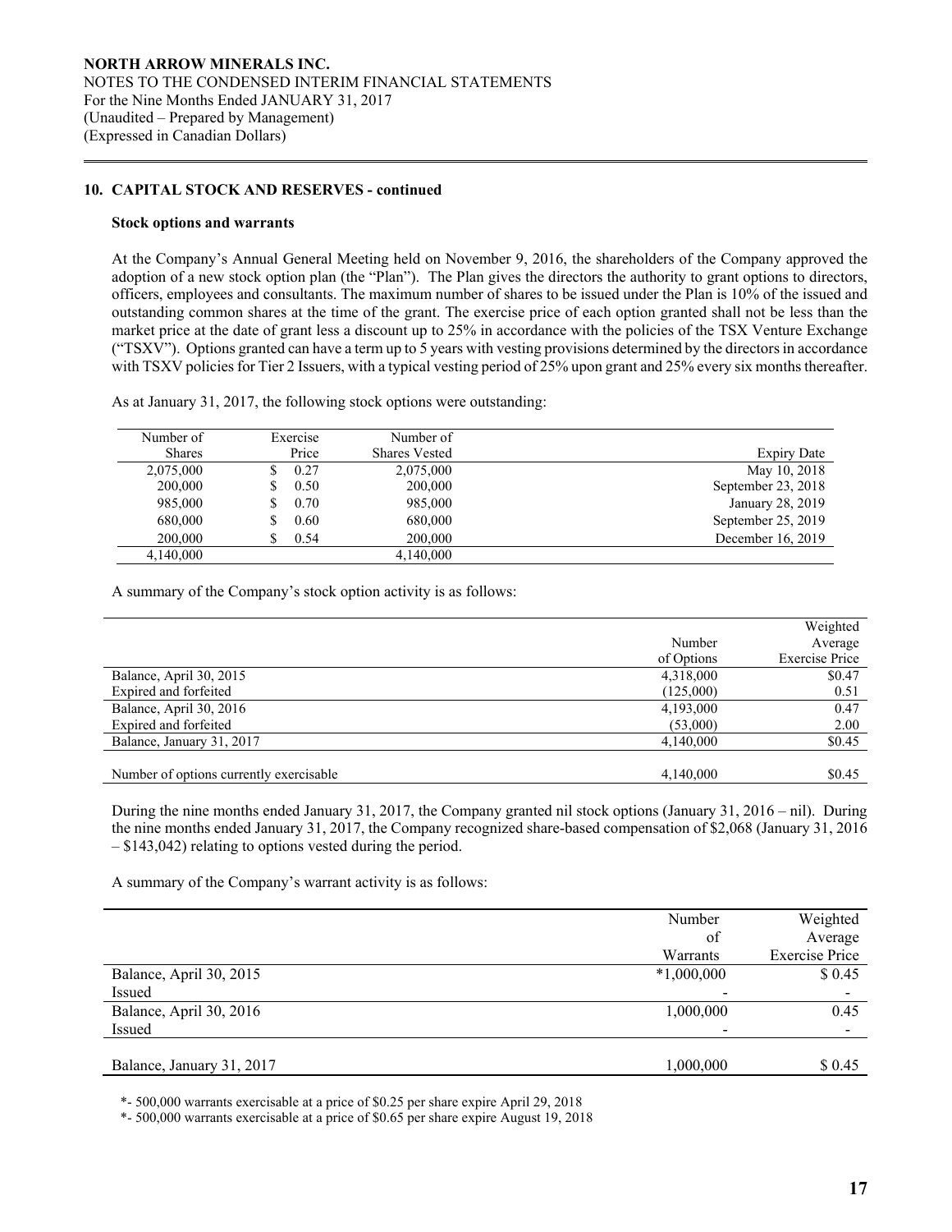## 10. CAPITAL STOCK AND RESERVES - continued

### Stock options and warrants

At the Company's Annual General Meeting held on November 9, 2016, the shareholders of the Company approved the adoption of a new stock option plan (the "Plan"). The Plan gives the directors the authority to grant options to directors, officers, employees and consultants. The maximum number of shares to be issued under the Plan is 10% of the issued and outstanding common shares at the time of the grant. The exercise price of each option granted shall not be less than the market price at the date of grant less a discount up to 25% in accordance with the policies of the TSX Venture Exchange ("TSXV"). Options granted can have a term up to 5 years with vesting provisions determined by the directors in accordance with TSXV policies for Tier 2 Issuers, with a typical vesting period of 25% upon grant and 25% every six months thereafter.

As at January 31, 2017, the following stock options were outstanding:

| Number of Shares | Exercise Price | Number of Shares Vested | Expiry Date |
|---|---|---|---|
| 2,075,000 | $ 0.27 | 2,075,000 | May 10, 2018 |
| 200,000 | $ 0.50 | 200,000 | September 23, 2018 |
| 985,000 | $ 0.70 | 985,000 | January 28, 2019 |
| 680,000 | $ 0.60 | 680,000 | September 25, 2019 |
| 200,000 | $ 0.54 | 200,000 | December 16, 2019 |
| 4,140,000 | | 4,140,000 | |

A summary of the Company's stock option activity is as follows:

| | Number of Options | Weighted Average Exercise Price |
|---|---|---|
| Balance, April 30, 2015 | 4,318,000 | $0.47 |
| Expired and forfeited | (125,000) | 0.51 |
| Balance, April 30, 2016 | 4,193,000 | 0.47 |
| Expired and forfeited | (53,000) | 2.00 |
| Balance, January 31, 2017 | 4,140,000 | $0.45 |
| | | |
| Number of options currently exercisable | 4,140,000 | $0.45 |

During the nine months ended January 31, 2017, the Company granted nil stock options (January 31, 2016 – nil). During the nine months ended January 31, 2017, the Company recognized share-based compensation of $2,068 (January 31, 2016 – $143,042) relating to options vested during the period.

A summary of the Company's warrant activity is as follows:

| | Number of Warrants | Weighted Average Exercise Price |
|---|---|---|
| Balance, April 30, 2015 | *1,000,000 | $ 0.45 |
| Issued | - | - |
| Balance, April 30, 2016 | 1,000,000 | 0.45 |
| Issued | - | - |
| | | |
| Balance, January 31, 2017 | 1,000,000 | $ 0.45 |

*- 500,000 warrants exercisable at a price of $0.25 per share expire April 29, 2018

*- 500,000 warrants exercisable at a price of $0.65 per share expire August 19, 2018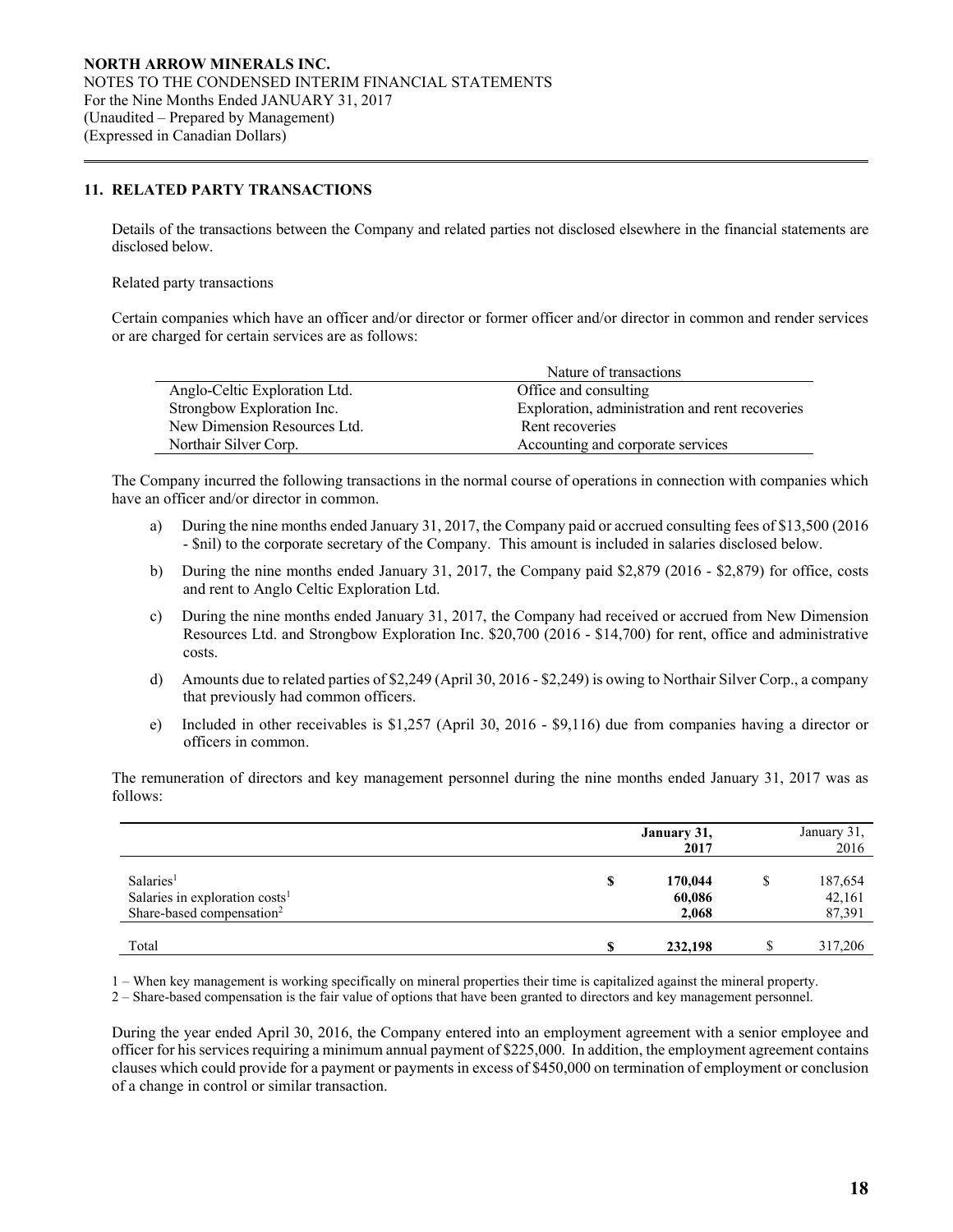## 11. RELATED PARTY TRANSACTIONS

Details of the transactions between the Company and related parties not disclosed elsewhere in the financial statements are disclosed below.

Related party transactions

Certain companies which have an officer and/or director or former officer and/or director in common and render services or are charged for certain services are as follows:

| | Nature of transactions |
|---|---|
| Anglo-Celtic Exploration Ltd. | Office and consulting |
| Strongbow Exploration Inc. | Exploration, administration and rent recoveries |
| New Dimension Resources Ltd. | Rent recoveries |
| Northair Silver Corp. | Accounting and corporate services |

The Company incurred the following transactions in the normal course of operations in connection with companies which have an officer and/or director in common.

a) During the nine months ended January 31, 2017, the Company paid or accrued consulting fees of $13,500 (2016 - $nil) to the corporate secretary of the Company. This amount is included in salaries disclosed below.

b) During the nine months ended January 31, 2017, the Company paid $2,879 (2016 - $2,879) for office, costs and rent to Anglo Celtic Exploration Ltd.

c) During the nine months ended January 31, 2017, the Company had received or accrued from New Dimension Resources Ltd. and Strongbow Exploration Inc. $20,700 (2016 - $14,700) for rent, office and administrative costs.

d) Amounts due to related parties of $2,249 (April 30, 2016 - $2,249) is owing to Northair Silver Corp., a company that previously had common officers.

e) Included in other receivables is $1,257 (April 30, 2016 - $9,116) due from companies having a director or officers in common.

The remuneration of directors and key management personnel during the nine months ended January 31, 2017 was as follows:

| | | **January 31, 2017** | | January 31, 2016 |
|---|---|---|---|---|
| Salaries[1] | **$** | **170,044** | $ | 187,654 |
| Salaries in exploration costs[1] | | **60,086** | | 42,161 |
| Share-based compensation[2] | | **2,068** | | 87,391 |
| Total | **$** | **232,198** | $ | 317,206 |

1 – When key management is working specifically on mineral properties their time is capitalized against the mineral property.

2 – Share-based compensation is the fair value of options that have been granted to directors and key management personnel.

During the year ended April 30, 2016, the Company entered into an employment agreement with a senior employee and officer for his services requiring a minimum annual payment of $225,000. In addition, the employment agreement contains clauses which could provide for a payment or payments in excess of $450,000 on termination of employment or conclusion of a change in control or similar transaction.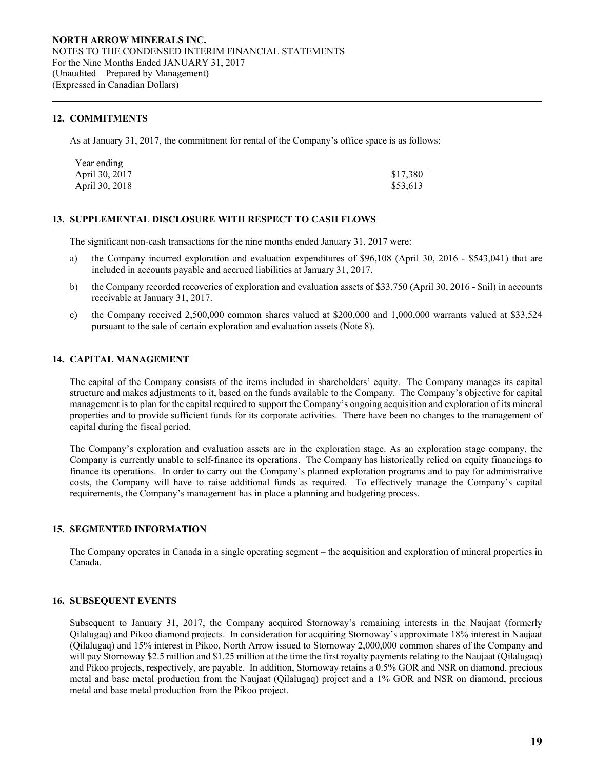## 12. COMMITMENTS

As at January 31, 2017, the commitment for rental of the Company's office space is as follows:

| Year ending | |
|---|---|
| April 30, 2017 | $17,380 |
| April 30, 2018 | $53,613 |

## 13. SUPPLEMENTAL DISCLOSURE WITH RESPECT TO CASH FLOWS

The significant non-cash transactions for the nine months ended January 31, 2017 were:

a) the Company incurred exploration and evaluation expenditures of $96,108 (April 30, 2016 - $543,041) that are included in accounts payable and accrued liabilities at January 31, 2017.

b) the Company recorded recoveries of exploration and evaluation assets of $33,750 (April 30, 2016 - $nil) in accounts receivable at January 31, 2017.

c) the Company received 2,500,000 common shares valued at $200,000 and 1,000,000 warrants valued at $33,524 pursuant to the sale of certain exploration and evaluation assets (Note 8).

## 14. CAPITAL MANAGEMENT

The capital of the Company consists of the items included in shareholders' equity. The Company manages its capital structure and makes adjustments to it, based on the funds available to the Company. The Company's objective for capital management is to plan for the capital required to support the Company's ongoing acquisition and exploration of its mineral properties and to provide sufficient funds for its corporate activities. There have been no changes to the management of capital during the fiscal period.

The Company's exploration and evaluation assets are in the exploration stage. As an exploration stage company, the Company is currently unable to self-finance its operations. The Company has historically relied on equity financings to finance its operations. In order to carry out the Company's planned exploration programs and to pay for administrative costs, the Company will have to raise additional funds as required. To effectively manage the Company's capital requirements, the Company's management has in place a planning and budgeting process.

## 15. SEGMENTED INFORMATION

The Company operates in Canada in a single operating segment – the acquisition and exploration of mineral properties in Canada.

## 16. SUBSEQUENT EVENTS

Subsequent to January 31, 2017, the Company acquired Stornoway's remaining interests in the Naujaat (formerly Qilalugaq) and Pikoo diamond projects. In consideration for acquiring Stornoway's approximate 18% interest in Naujaat (Qilalugaq) and 15% interest in Pikoo, North Arrow issued to Stornoway 2,000,000 common shares of the Company and will pay Stornoway $2.5 million and $1.25 million at the time the first royalty payments relating to the Naujaat (Qilalugaq) and Pikoo projects, respectively, are payable. In addition, Stornoway retains a 0.5% GOR and NSR on diamond, precious metal and base metal production from the Naujaat (Qilalugaq) project and a 1% GOR and NSR on diamond, precious metal and base metal production from the Pikoo project.